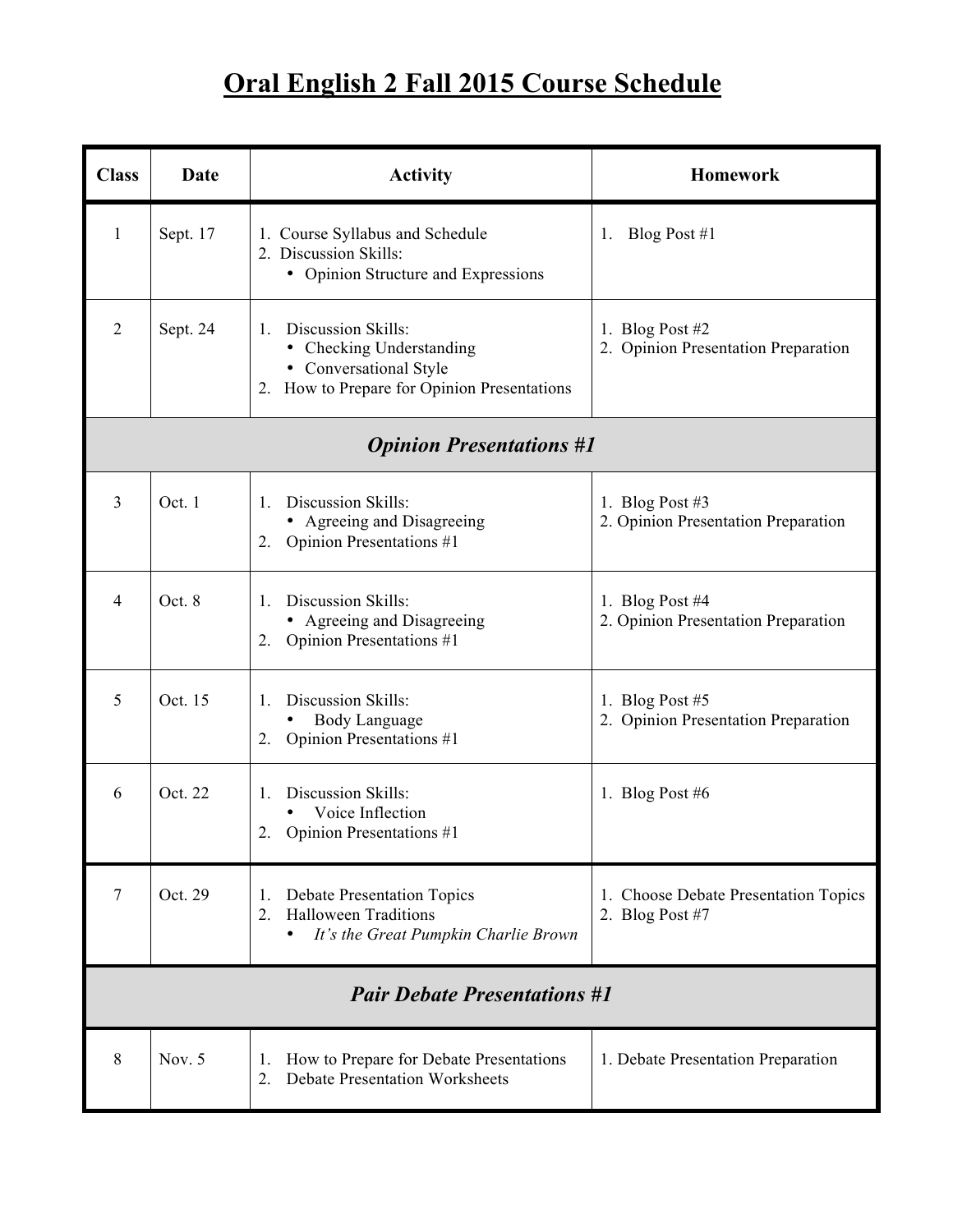# Oral English 2 Fall 2015 Course Schedule

| Class | Date | Activity | Homework |
|---|---|---|---|
| 1 | Sept. 17 | 1. Course Syllabus and Schedule<br>2. Discussion Skills:<br>• Opinion Structure and Expressions | 1. Blog Post #1 |
| 2 | Sept. 24 | 1. Discussion Skills:<br>• Checking Understanding<br>• Conversational Style<br>2. How to Prepare for Opinion Presentations | 1. Blog Post #2<br>2. Opinion Presentation Preparation |
| ***Opinion Presentations #1*** | | | |
| 3 | Oct. 1 | 1. Discussion Skills:<br>• Agreeing and Disagreeing<br>2. Opinion Presentations #1 | 1. Blog Post #3<br>2. Opinion Presentation Preparation |
| 4 | Oct. 8 | 1. Discussion Skills:<br>• Agreeing and Disagreeing<br>2. Opinion Presentations #1 | 1. Blog Post #4<br>2. Opinion Presentation Preparation |
| 5 | Oct. 15 | 1. Discussion Skills:<br>• Body Language<br>2. Opinion Presentations #1 | 1. Blog Post #5<br>2. Opinion Presentation Preparation |
| 6 | Oct. 22 | 1. Discussion Skills:<br>• Voice Inflection<br>2. Opinion Presentations #1 | 1. Blog Post #6 |
| 7 | Oct. 29 | 1. Debate Presentation Topics<br>2. Halloween Traditions<br>• *It's the Great Pumpkin Charlie Brown* | 1. Choose Debate Presentation Topics<br>2. Blog Post #7 |
| ***Pair Debate Presentations #1*** | | | |
| 8 | Nov. 5 | 1. How to Prepare for Debate Presentations<br>2. Debate Presentation Worksheets | 1. Debate Presentation Preparation |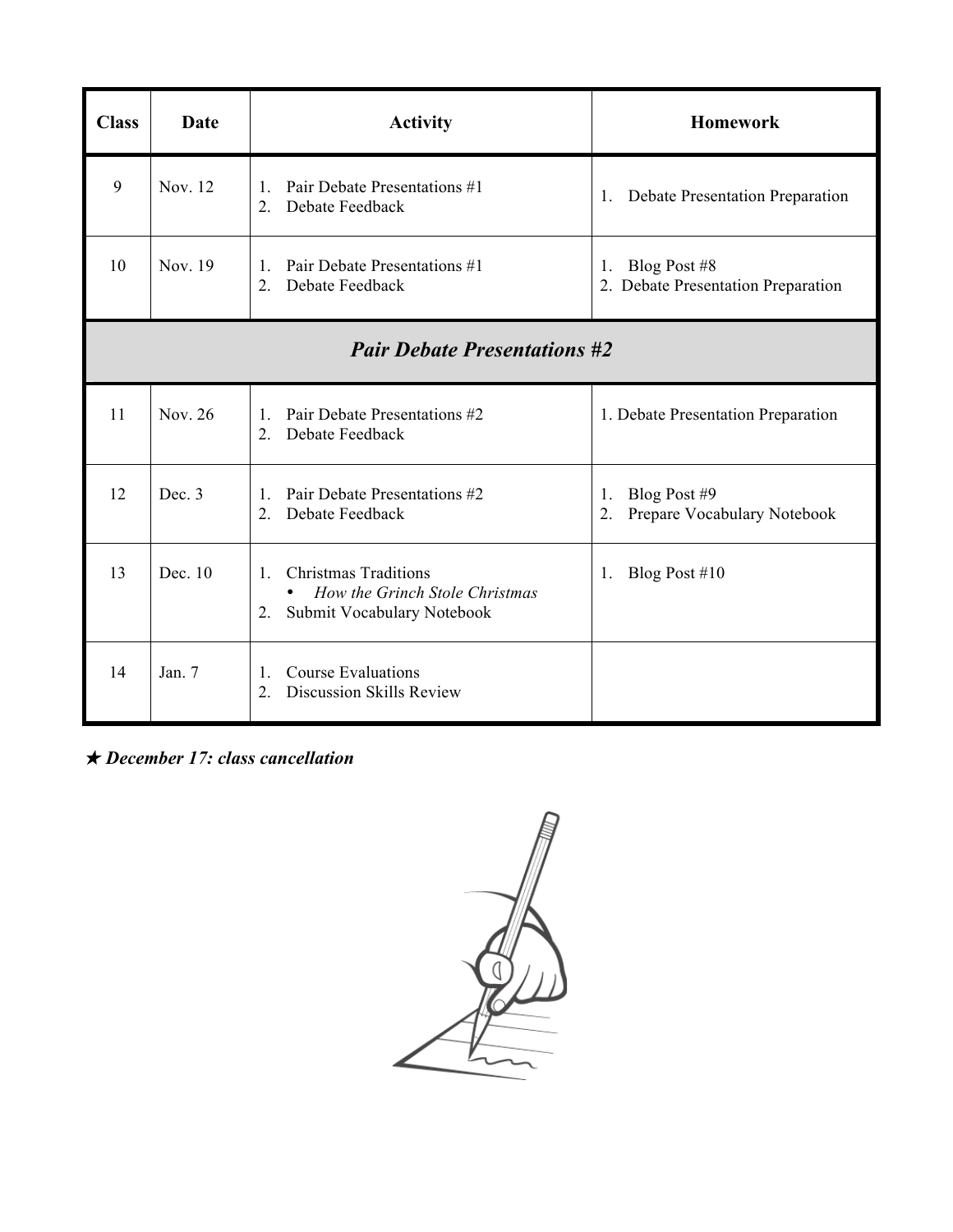| Class | Date | Activity | Homework |
|---|---|---|---|
| 9 | Nov. 12 | 1. Pair Debate Presentations #1<br>2. Debate Feedback | 1. Debate Presentation Preparation |
| 10 | Nov. 19 | 1. Pair Debate Presentations #1<br>2. Debate Feedback | 1. Blog Post #8<br>2. Debate Presentation Preparation |
| ***Pair Debate Presentations #2*** | | | |
| 11 | Nov. 26 | 1. Pair Debate Presentations #2<br>2. Debate Feedback | 1. Debate Presentation Preparation |
| 12 | Dec. 3 | 1. Pair Debate Presentations #2<br>2. Debate Feedback | 1. Blog Post #9<br>2. Prepare Vocabulary Notebook |
| 13 | Dec. 10 | 1. Christmas Traditions<br>• *How the Grinch Stole Christmas*<br>2. Submit Vocabulary Notebook | 1. Blog Post #10 |
| 14 | Jan. 7 | 1. Course Evaluations<br>2. Discussion Skills Review | |

***★ December 17: class cancellation***